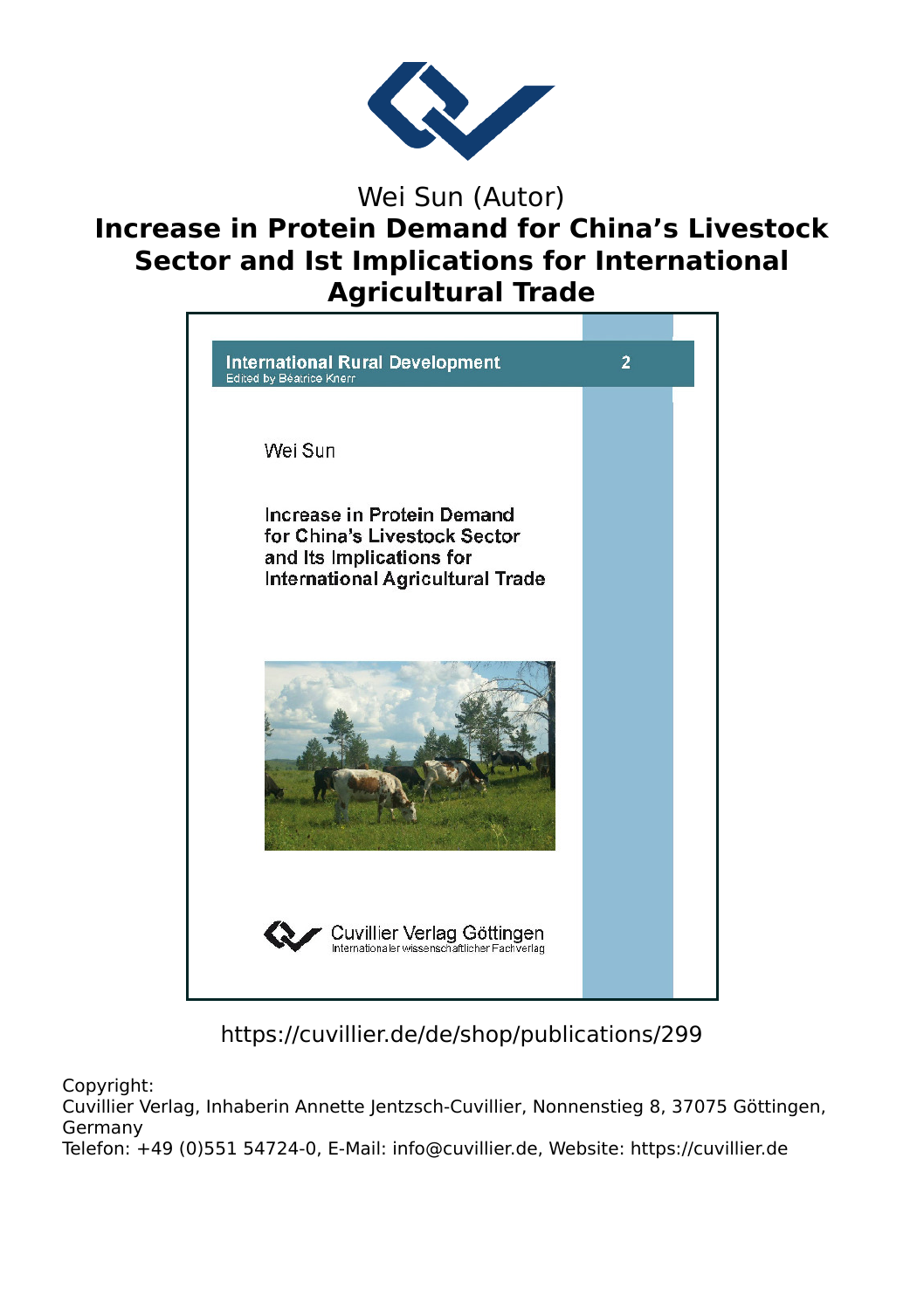Wei Sun (Autor)

# Increase in Protein Demand for China's Livestock Sector and Ist Implications for International Agricultural Trade

International Rural Development 2

Edited by Béatrice Knerr

Wei Sun

Increase in Protein Demand for China's Livestock Sector and Its Implications for International Agricultural Trade

Cuvillier Verlag Göttingen
Internationaler wissenschaftlicher Fachverlag

https://cuvillier.de/de/shop/publications/299

Copyright:
Cuvillier Verlag, Inhaberin Annette Jentzsch-Cuvillier, Nonnenstieg 8, 37075 Göttingen, Germany
Telefon: +49 (0)551 54724-0, E-Mail: info@cuvillier.de, Website: https://cuvillier.de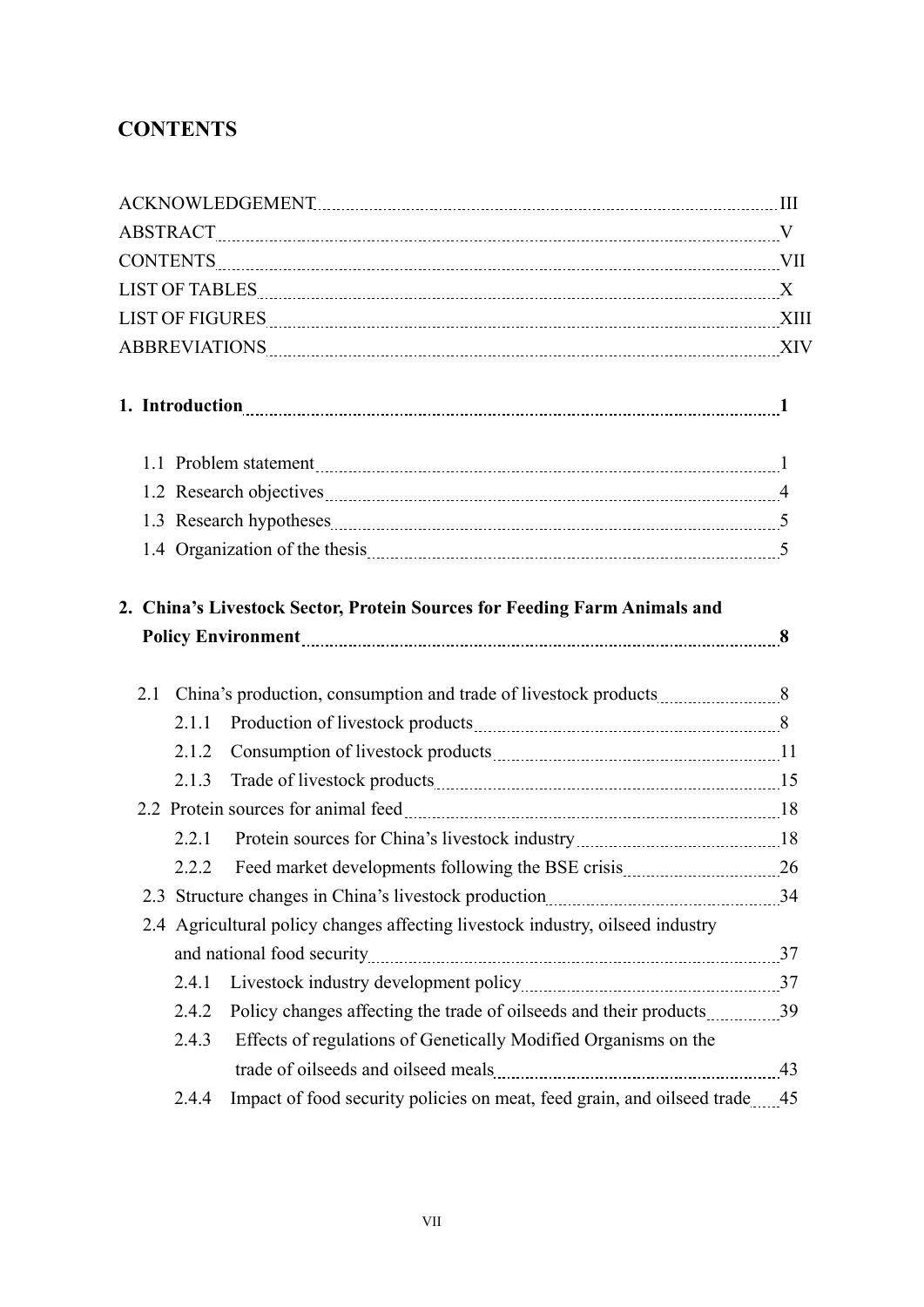## CONTENTS

ACKNOWLEDGEMENT ..... III
ABSTRACT ..... V
CONTENTS ..... VII
LIST OF TABLES ..... X
LIST OF FIGURES ..... XIII
ABBREVIATIONS ..... XIV

**1. Introduction ..... 1**

- 1.1 Problem statement ..... 1
- 1.2 Research objectives ..... 4
- 1.3 Research hypotheses ..... 5
- 1.4 Organization of the thesis ..... 5

**2. China's Livestock Sector, Protein Sources for Feeding Farm Animals and Policy Environment ..... 8**

- 2.1 China's production, consumption and trade of livestock products ..... 8
  - 2.1.1 Production of livestock products ..... 8
  - 2.1.2 Consumption of livestock products ..... 11
  - 2.1.3 Trade of livestock products ..... 15
- 2.2 Protein sources for animal feed ..... 18
  - 2.2.1 Protein sources for China's livestock industry ..... 18
  - 2.2.2 Feed market developments following the BSE crisis ..... 26
- 2.3 Structure changes in China's livestock production ..... 34
- 2.4 Agricultural policy changes affecting livestock industry, oilseed industry and national food security ..... 37
  - 2.4.1 Livestock industry development policy ..... 37
  - 2.4.2 Policy changes affecting the trade of oilseeds and their products ..... 39
  - 2.4.3 Effects of regulations of Genetically Modified Organisms on the trade of oilseeds and oilseed meals ..... 43
  - 2.4.4 Impact of food security policies on meat, feed grain, and oilseed trade ..... 45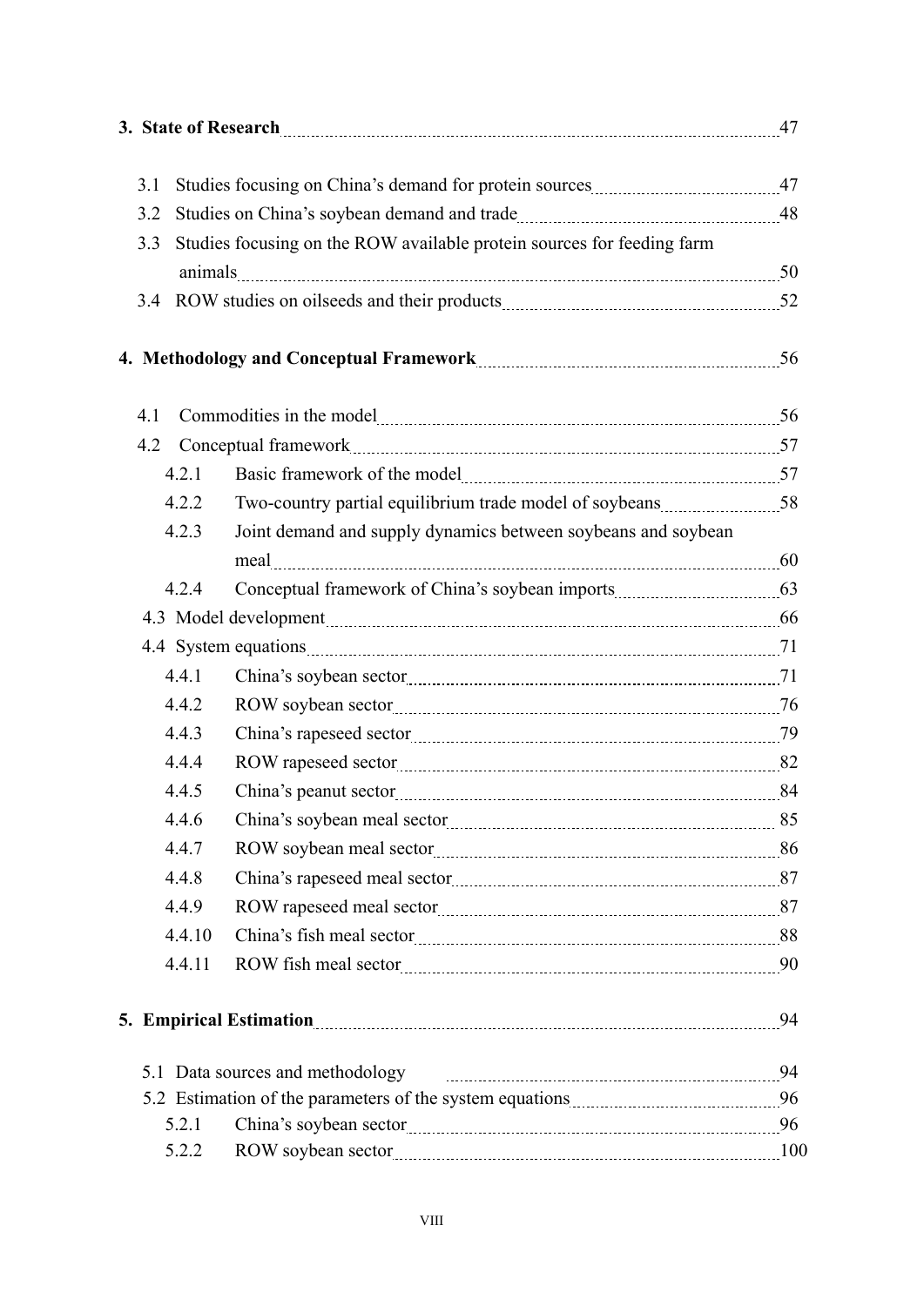**3. State of Research** ........ 47

- 3.1 Studies focusing on China's demand for protein sources ........ 47
- 3.2 Studies on China's soybean demand and trade ........ 48
- 3.3 Studies focusing on the ROW available protein sources for feeding farm animals ........ 50
- 3.4 ROW studies on oilseeds and their products ........ 52

**4. Methodology and Conceptual Framework** ........ 56

- 4.1 Commodities in the model ........ 56
- 4.2 Conceptual framework ........ 57
  - 4.2.1 Basic framework of the model ........ 57
  - 4.2.2 Two-country partial equilibrium trade model of soybeans ........ 58
  - 4.2.3 Joint demand and supply dynamics between soybeans and soybean meal ........ 60
  - 4.2.4 Conceptual framework of China's soybean imports ........ 63
- 4.3 Model development ........ 66
- 4.4 System equations ........ 71
  - 4.4.1 China's soybean sector ........ 71
  - 4.4.2 ROW soybean sector ........ 76
  - 4.4.3 China's rapeseed sector ........ 79
  - 4.4.4 ROW rapeseed sector ........ 82
  - 4.4.5 China's peanut sector ........ 84
  - 4.4.6 China's soybean meal sector ........ 85
  - 4.4.7 ROW soybean meal sector ........ 86
  - 4.4.8 China's rapeseed meal sector ........ 87
  - 4.4.9 ROW rapeseed meal sector ........ 87
  - 4.4.10 China's fish meal sector ........ 88
  - 4.4.11 ROW fish meal sector ........ 90

**5. Empirical Estimation** ........ 94

- 5.1 Data sources and methodology ........ 94
- 5.2 Estimation of the parameters of the system equations ........ 96
  - 5.2.1 China's soybean sector ........ 96
  - 5.2.2 ROW soybean sector ........ 100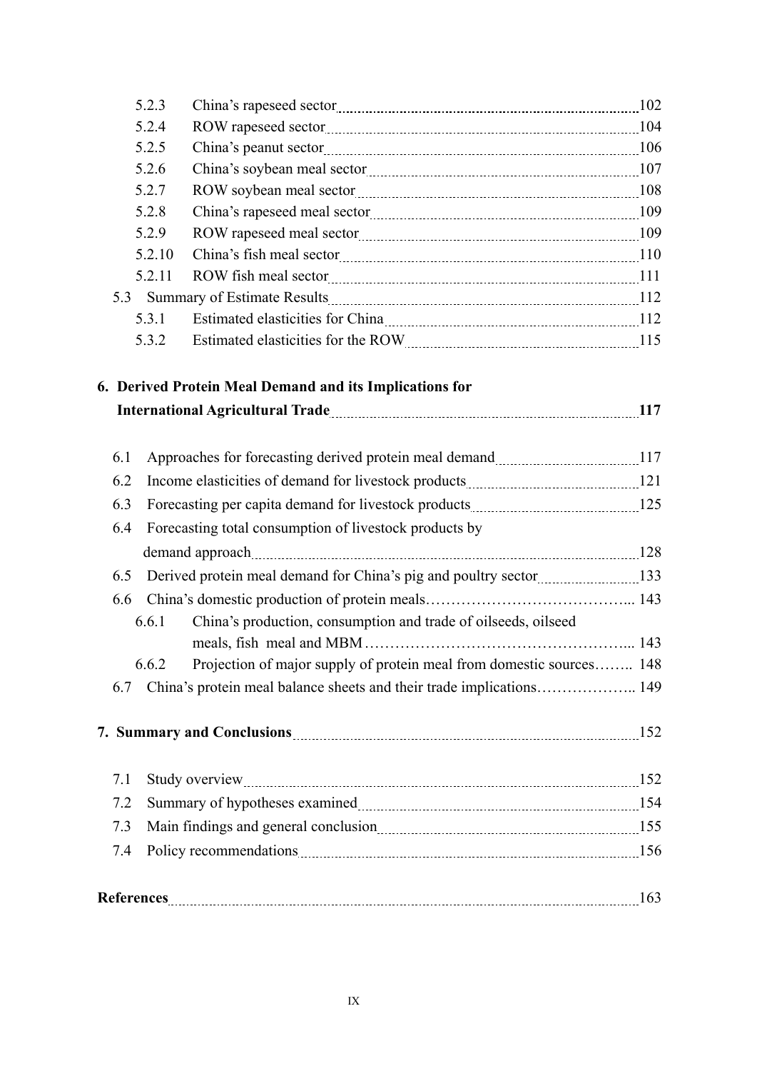5.2.3 China's rapeseed sector ........ 102
5.2.4 ROW rapeseed sector ........ 104
5.2.5 China's peanut sector ........ 106
5.2.6 China's soybean meal sector ........ 107
5.2.7 ROW soybean meal sector ........ 108
5.2.8 China's rapeseed meal sector ........ 109
5.2.9 ROW rapeseed meal sector ........ 109
5.2.10 China's fish meal sector ........ 110
5.2.11 ROW fish meal sector ........ 111

5.3 Summary of Estimate Results ........ 112
5.3.1 Estimated elasticities for China ........ 112
5.3.2 Estimated elasticities for the ROW ........ 115

**6. Derived Protein Meal Demand and its Implications for International Agricultural Trade ........ 117**

6.1 Approaches for forecasting derived protein meal demand ........ 117
6.2 Income elasticities of demand for livestock products ........ 121
6.3 Forecasting per capita demand for livestock products ........ 125
6.4 Forecasting total consumption of livestock products by demand approach ........ 128
6.5 Derived protein meal demand for China's pig and poultry sector ........ 133
6.6 China's domestic production of protein meals…………………………………... 143
6.6.1 China's production, consumption and trade of oilseeds, oilseed meals, fish meal and MBM …………………………………………….... 143
6.6.2 Projection of major supply of protein meal from domestic sources…….. 148
6.7 China's protein meal balance sheets and their trade implications……………….. 149

**7. Summary and Conclusions ........ 152**

7.1 Study overview ........ 152
7.2 Summary of hypotheses examined ........ 154
7.3 Main findings and general conclusion ........ 155
7.4 Policy recommendations ........ 156

**References ........ 163**